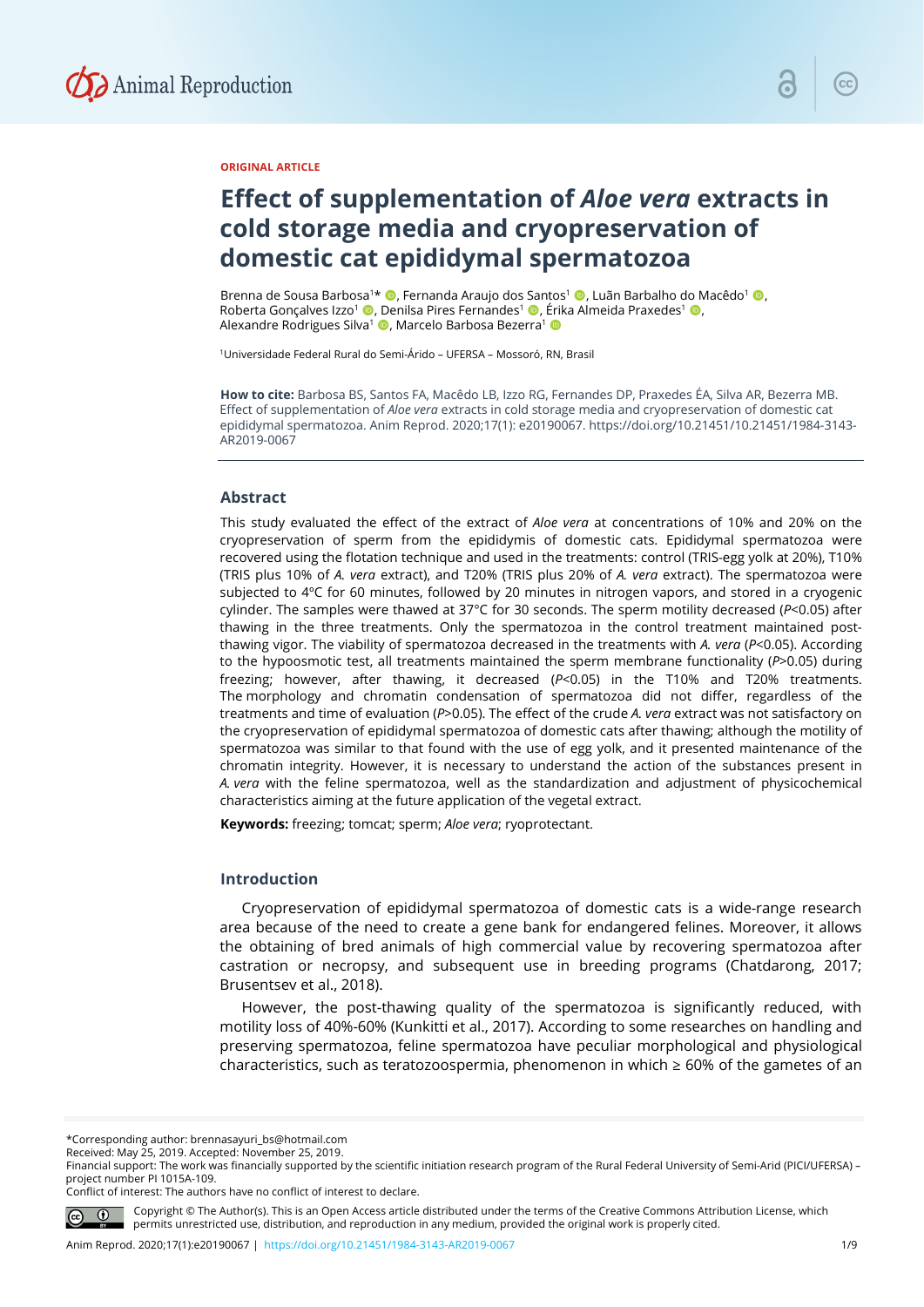ORIGINAL ARTICLE

# Effect of supplementation of *Aloe vera* extracts in cold storage media and cryopreservation of domestic cat epididymal spermatozoa

Brenna de Sousa Barbosa[1]*, Fernanda Araujo dos Santos[1], Luãn Barbalho do Macêdo[1], Roberta Gonçalves Izzo[1], Denilsa Pires Fernandes[1], Érika Almeida Praxedes[1], Alexandre Rodrigues Silva[1], Marcelo Barbosa Bezerra[1]

[1]Universidade Federal Rural do Semi-Árido – UFERSA – Mossoró, RN, Brasil

**How to cite:** Barbosa BS, Santos FA, Macêdo LB, Izzo RG, Fernandes DP, Praxedes ÉA, Silva AR, Bezerra MB. Effect of supplementation of *Aloe vera* extracts in cold storage media and cryopreservation of domestic cat epididymal spermatozoa. Anim Reprod. 2020;17(1): e20190067. https://doi.org/10.21451/10.21451/1984-3143-AR2019-0067

## Abstract

This study evaluated the effect of the extract of *Aloe vera* at concentrations of 10% and 20% on the cryopreservation of sperm from the epididymis of domestic cats. Epididymal spermatozoa were recovered using the flotation technique and used in the treatments: control (TRIS-egg yolk at 20%), T10% (TRIS plus 10% of *A. vera* extract), and T20% (TRIS plus 20% of *A. vera* extract). The spermatozoa were subjected to 4ºC for 60 minutes, followed by 20 minutes in nitrogen vapors, and stored in a cryogenic cylinder. The samples were thawed at 37°C for 30 seconds. The sperm motility decreased ($P<0.05$) after thawing in the three treatments. Only the spermatozoa in the control treatment maintained post-thawing vigor. The viability of spermatozoa decreased in the treatments with *A. vera* ($P<0.05$). According to the hypoosmotic test, all treatments maintained the sperm membrane functionality ($P>0.05$) during freezing; however, after thawing, it decreased ($P<0.05$) in the T10% and T20% treatments. The morphology and chromatin condensation of spermatozoa did not differ, regardless of the treatments and time of evaluation ($P>0.05$). The effect of the crude *A. vera* extract was not satisfactory on the cryopreservation of epididymal spermatozoa of domestic cats after thawing; although the motility of spermatozoa was similar to that found with the use of egg yolk, and it presented maintenance of the chromatin integrity. However, it is necessary to understand the action of the substances present in *A. vera* with the feline spermatozoa, well as the standardization and adjustment of physicochemical characteristics aiming at the future application of the vegetal extract.

**Keywords:** freezing; tomcat; sperm; *Aloe vera*; ryoprotectant.

## Introduction

Cryopreservation of epididymal spermatozoa of domestic cats is a wide-range research area because of the need to create a gene bank for endangered felines. Moreover, it allows the obtaining of bred animals of high commercial value by recovering spermatozoa after castration or necropsy, and subsequent use in breeding programs (Chatdarong, 2017; Brusentsev et al., 2018).

However, the post-thawing quality of the spermatozoa is significantly reduced, with motility loss of 40%-60% (Kunkitti et al., 2017). According to some researches on handling and preserving spermatozoa, feline spermatozoa have peculiar morphological and physiological characteristics, such as teratozoospermia, phenomenon in which ≥ 60% of the gametes of an

*Corresponding author: brennasayuri_bs@hotmail.com
Received: May 25, 2019. Accepted: November 25, 2019.
Financial support: The work was financially supported by the scientific initiation research program of the Rural Federal University of Semi-Arid (PICI/UFERSA) – project number PI 1015A-109.
Conflict of interest: The authors have no conflict of interest to declare.

Copyright © The Author(s). This is an Open Access article distributed under the terms of the Creative Commons Attribution License, which permits unrestricted use, distribution, and reproduction in any medium, provided the original work is properly cited.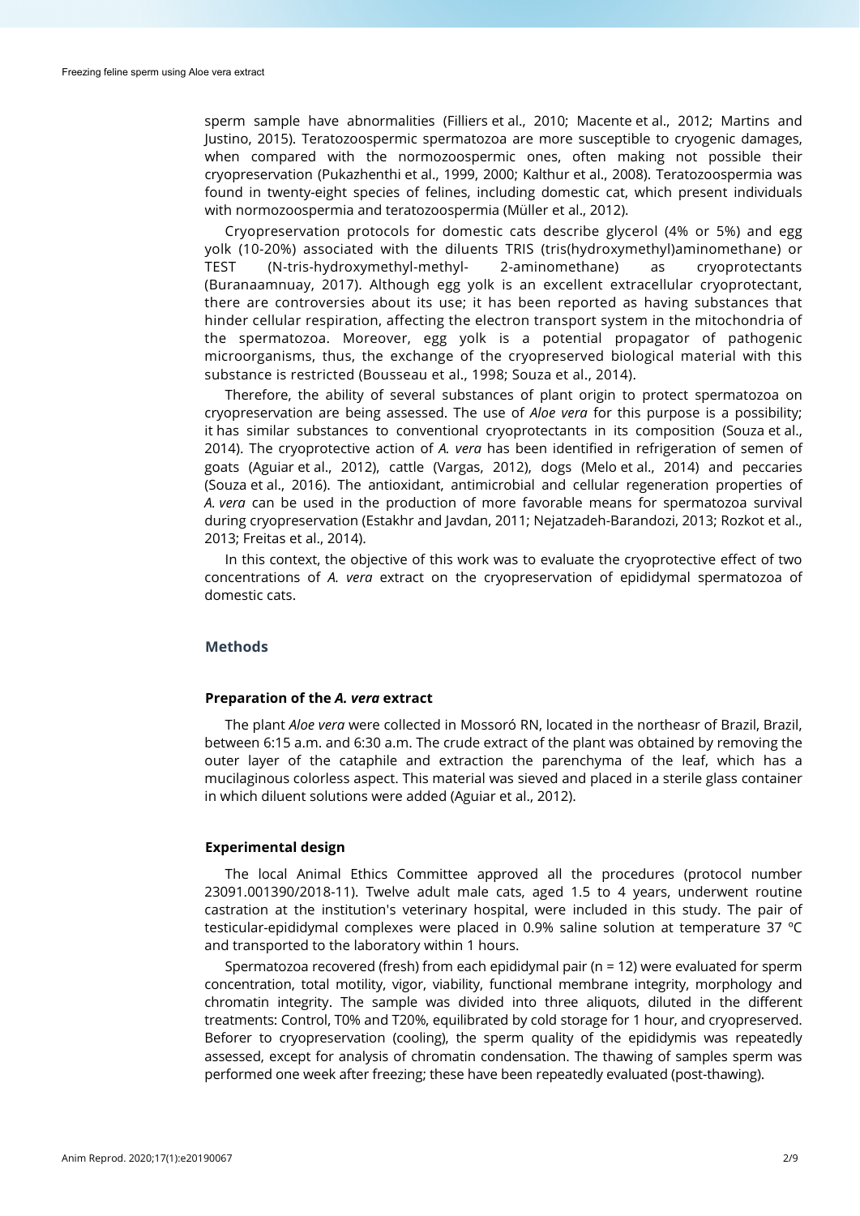sperm sample have abnormalities (Filliers et al., 2010; Macente et al., 2012; Martins and Justino, 2015). Teratozoospermic spermatozoa are more susceptible to cryogenic damages, when compared with the normozoospermic ones, often making not possible their cryopreservation (Pukazhenthi et al., 1999, 2000; Kalthur et al., 2008). Teratozoospermia was found in twenty-eight species of felines, including domestic cat, which present individuals with normozoospermia and teratozoospermia (Müller et al., 2012).

Cryopreservation protocols for domestic cats describe glycerol (4% or 5%) and egg yolk (10-20%) associated with the diluents TRIS (tris(hydroxymethyl)aminomethane) or TEST (N-tris-hydroxymethyl-methyl- 2-aminomethane) as cryoprotectants (Buranaamnuay, 2017). Although egg yolk is an excellent extracellular cryoprotectant, there are controversies about its use; it has been reported as having substances that hinder cellular respiration, affecting the electron transport system in the mitochondria of the spermatozoa. Moreover, egg yolk is a potential propagator of pathogenic microorganisms, thus, the exchange of the cryopreserved biological material with this substance is restricted (Bousseau et al., 1998; Souza et al., 2014).

Therefore, the ability of several substances of plant origin to protect spermatozoa on cryopreservation are being assessed. The use of *Aloe vera* for this purpose is a possibility; it has similar substances to conventional cryoprotectants in its composition (Souza et al., 2014). The cryoprotective action of *A. vera* has been identified in refrigeration of semen of goats (Aguiar et al., 2012), cattle (Vargas, 2012), dogs (Melo et al., 2014) and peccaries (Souza et al., 2016). The antioxidant, antimicrobial and cellular regeneration properties of *A. vera* can be used in the production of more favorable means for spermatozoa survival during cryopreservation (Estakhr and Javdan, 2011; Nejatzadeh-Barandozi, 2013; Rozkot et al., 2013; Freitas et al., 2014).

In this context, the objective of this work was to evaluate the cryoprotective effect of two concentrations of *A. vera* extract on the cryopreservation of epididymal spermatozoa of domestic cats.

## Methods

### Preparation of the *A. vera* extract

The plant *Aloe vera* were collected in Mossoró RN, located in the northeasr of Brazil, Brazil, between 6:15 a.m. and 6:30 a.m. The crude extract of the plant was obtained by removing the outer layer of the cataphile and extraction the parenchyma of the leaf, which has a mucilaginous colorless aspect. This material was sieved and placed in a sterile glass container in which diluent solutions were added (Aguiar et al., 2012).

### Experimental design

The local Animal Ethics Committee approved all the procedures (protocol number 23091.001390/2018-11). Twelve adult male cats, aged 1.5 to 4 years, underwent routine castration at the institution's veterinary hospital, were included in this study. The pair of testicular-epididymal complexes were placed in 0.9% saline solution at temperature 37 ºC and transported to the laboratory within 1 hours.

Spermatozoa recovered (fresh) from each epididymal pair (n = 12) were evaluated for sperm concentration, total motility, vigor, viability, functional membrane integrity, morphology and chromatin integrity. The sample was divided into three aliquots, diluted in the different treatments: Control, T0% and T20%, equilibrated by cold storage for 1 hour, and cryopreserved. Beforer to cryopreservation (cooling), the sperm quality of the epididymis was repeatedly assessed, except for analysis of chromatin condensation. The thawing of samples sperm was performed one week after freezing; these have been repeatedly evaluated (post-thawing).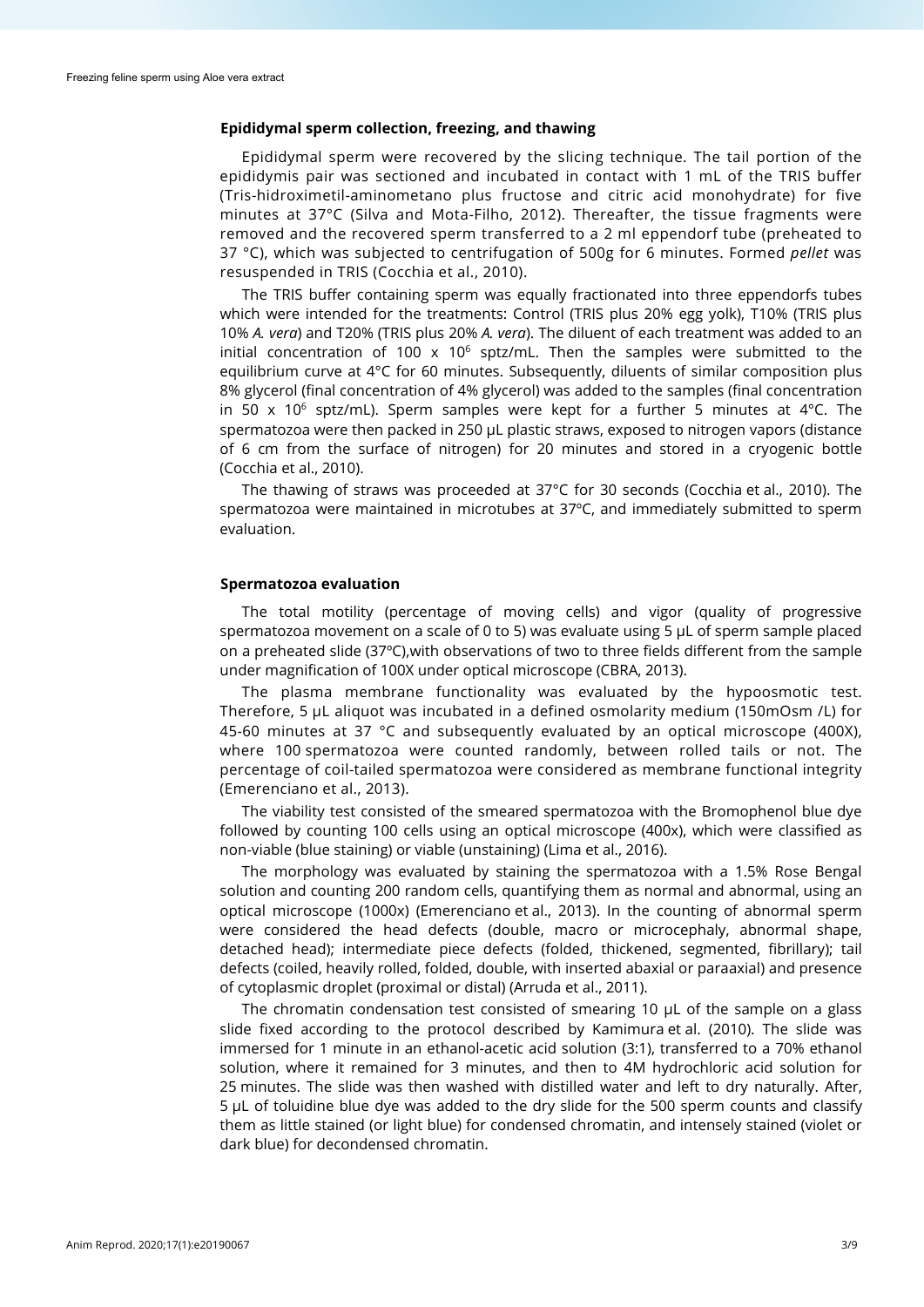### Epididymal sperm collection, freezing, and thawing

Epididymal sperm were recovered by the slicing technique. The tail portion of the epididymis pair was sectioned and incubated in contact with 1 mL of the TRIS buffer (Tris-hidroximetil-aminometano plus fructose and citric acid monohydrate) for five minutes at 37°C (Silva and Mota-Filho, 2012). Thereafter, the tissue fragments were removed and the recovered sperm transferred to a 2 ml eppendorf tube (preheated to 37 °C), which was subjected to centrifugation of 500g for 6 minutes. Formed *pellet* was resuspended in TRIS (Cocchia et al., 2010).

The TRIS buffer containing sperm was equally fractionated into three eppendorfs tubes which were intended for the treatments: Control (TRIS plus 20% egg yolk), T10% (TRIS plus 10% *A. vera*) and T20% (TRIS plus 20% *A. vera*). The diluent of each treatment was added to an initial concentration of $100 \times 10^6$ sptz/mL. Then the samples were submitted to the equilibrium curve at 4°C for 60 minutes. Subsequently, diluents of similar composition plus 8% glycerol (final concentration of 4% glycerol) was added to the samples (final concentration in $50 \times 10^6$ sptz/mL). Sperm samples were kept for a further 5 minutes at 4°C. The spermatozoa were then packed in 250 µL plastic straws, exposed to nitrogen vapors (distance of 6 cm from the surface of nitrogen) for 20 minutes and stored in a cryogenic bottle (Cocchia et al., 2010).

The thawing of straws was proceeded at 37°C for 30 seconds (Cocchia et al., 2010). The spermatozoa were maintained in microtubes at 37ºC, and immediately submitted to sperm evaluation.

### Spermatozoa evaluation

The total motility (percentage of moving cells) and vigor (quality of progressive spermatozoa movement on a scale of 0 to 5) was evaluate using 5 µL of sperm sample placed on a preheated slide (37ºC),with observations of two to three fields different from the sample under magnification of 100X under optical microscope (CBRA, 2013).

The plasma membrane functionality was evaluated by the hypoosmotic test. Therefore, 5 µL aliquot was incubated in a defined osmolarity medium (150mOsm /L) for 45-60 minutes at 37 °C and subsequently evaluated by an optical microscope (400X), where 100 spermatozoa were counted randomly, between rolled tails or not. The percentage of coil-tailed spermatozoa were considered as membrane functional integrity (Emerenciano et al., 2013).

The viability test consisted of the smeared spermatozoa with the Bromophenol blue dye followed by counting 100 cells using an optical microscope (400x), which were classified as non-viable (blue staining) or viable (unstaining) (Lima et al., 2016).

The morphology was evaluated by staining the spermatozoa with a 1.5% Rose Bengal solution and counting 200 random cells, quantifying them as normal and abnormal, using an optical microscope (1000x) (Emerenciano et al., 2013). In the counting of abnormal sperm were considered the head defects (double, macro or microcephaly, abnormal shape, detached head); intermediate piece defects (folded, thickened, segmented, fibrillary); tail defects (coiled, heavily rolled, folded, double, with inserted abaxial or paraaxial) and presence of cytoplasmic droplet (proximal or distal) (Arruda et al., 2011).

The chromatin condensation test consisted of smearing 10 µL of the sample on a glass slide fixed according to the protocol described by Kamimura et al. (2010). The slide was immersed for 1 minute in an ethanol-acetic acid solution (3:1), transferred to a 70% ethanol solution, where it remained for 3 minutes, and then to 4M hydrochloric acid solution for 25 minutes. The slide was then washed with distilled water and left to dry naturally. After, 5 µL of toluidine blue dye was added to the dry slide for the 500 sperm counts and classify them as little stained (or light blue) for condensed chromatin, and intensely stained (violet or dark blue) for decondensed chromatin.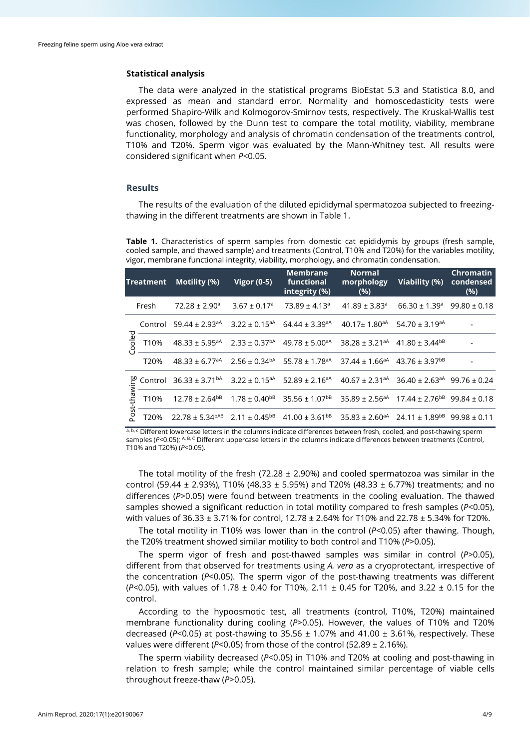### Statistical analysis

The data were analyzed in the statistical programs BioEstat 5.3 and Statistica 8.0, and expressed as mean and standard error. Normality and homoscedasticity tests were performed Shapiro-Wilk and Kolmogorov-Smirnov tests, respectively. The Kruskal-Wallis test was chosen, followed by the Dunn test to compare the total motility, viability, membrane functionality, morphology and analysis of chromatin condensation of the treatments control, T10% and T20%. Sperm vigor was evaluated by the Mann-Whitney test. All results were considered significant when *P*<0.05.

## Results

The results of the evaluation of the diluted epididymal spermatozoa subjected to freezing-thawing in the different treatments are shown in Table 1.

**Table 1.** Characteristics of sperm samples from domestic cat epididymis by groups (fresh sample, cooled sample, and thawed sample) and treatments (Control, T10% and T20%) for the variables motility, vigor, membrane functional integrity, viability, morphology, and chromatin condensation.

| Treatment | | Motility (%) | Vigor (0-5) | Membrane functional integrity (%) | Normal morphology (%) | Viability (%) | Chromatin condensed (%) |
|---|---|---|---|---|---|---|---|
| Fresh | | 72.28 ± 2.90[a] | 3.67 ± 0.17[a] | 73.89 ± 4.13[a] | 41.89 ± 3.83[a] | 66.30 ± 1.39[a] | 99.80 ± 0.18 |
| Cooled | Control | 59.44 ± 2.93[aA] | 3.22 ± 0.15[aA] | 64.44 ± 3.39[aA] | 40.17± 1.80[aA] | 54.70 ± 3.19[aA] | - |
| | T10% | 48.33 ± 5.95[aA] | 2.33 ± 0.37[bA] | 49.78 ± 5.00[aA] | 38.28 ± 3.21[aA] | 41.80 ± 3.44[bB] | - |
| | T20% | 48.33 ± 6.77[aA] | 2.56 ± 0.34[bA] | 55.78 ± 1.78[aA] | 37.44 ± 1.66[aA] | 43.76 ± 3.97[bB] | - |
| Post-thawing | Control | 36.33 ± 3.71[bA] | 3.22 ± 0.15[aA] | 52.89 ± 2.16[aA] | 40.67 ± 2.31[aA] | 36.40 ± 2.63[aA] | 99.76 ± 0.24 |
| | T10% | 12.78 ± 2.64[bB] | 1.78 ± 0.40[bB] | 35.56 ± 1.07[bB] | 35.89 ± 2.56[aA] | 17.44 ± 2.76[bB] | 99.84 ± 0.18 |
| | T20% | 22.78 ± 5.34[bAB] | 2.11 ± 0.45[bB] | 41.00 ± 3.61[bB] | 35.83 ± 2.60[aA] | 24.11 ± 1.89[bB] | 99.98 ± 0.11 |

[a, b, c] Different lowercase letters in the columns indicate differences between fresh, cooled, and post-thawing sperm samples (*P*<0.05); [A, B, C] Different uppercase letters in the columns indicate differences between treatments (Control, T10% and T20%) (*P*<0.05).

The total motility of the fresh (72.28 ± 2.90%) and cooled spermatozoa was similar in the control (59.44 ± 2.93%), T10% (48.33 ± 5.95%) and T20% (48.33 ± 6.77%) treatments; and no differences (*P*>0.05) were found between treatments in the cooling evaluation. The thawed samples showed a significant reduction in total motility compared to fresh samples (*P*<0.05), with values of 36.33 ± 3.71% for control, 12.78 ± 2.64% for T10% and 22.78 ± 5.34% for T20%.

The total motility in T10% was lower than in the control (*P*<0.05) after thawing. Though, the T20% treatment showed similar motility to both control and T10% (*P*>0.05).

The sperm vigor of fresh and post-thawed samples was similar in control (*P*>0.05), different from that observed for treatments using *A. vera* as a cryoprotectant, irrespective of the concentration (*P*<0.05). The sperm vigor of the post-thawing treatments was different (*P*<0.05), with values of 1.78 ± 0.40 for T10%, 2.11 ± 0.45 for T20%, and 3.22 ± 0.15 for the control.

According to the hypoosmotic test, all treatments (control, T10%, T20%) maintained membrane functionality during cooling (*P*>0.05). However, the values of T10% and T20% decreased (*P*<0.05) at post-thawing to 35.56 ± 1.07% and 41.00 ± 3.61%, respectively. These values were different (*P*<0.05) from those of the control (52.89 ± 2.16%).

The sperm viability decreased (*P*<0.05) in T10% and T20% at cooling and post-thawing in relation to fresh sample; while the control maintained similar percentage of viable cells throughout freeze-thaw (*P*>0.05).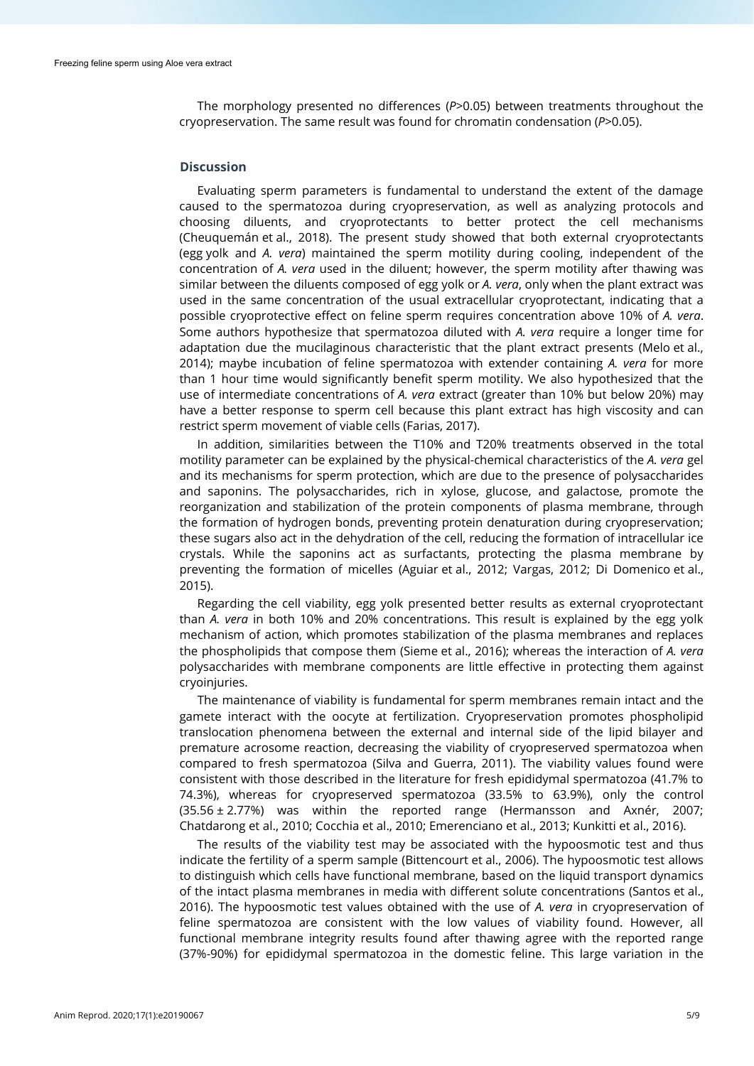The morphology presented no differences (*P*>0.05) between treatments throughout the cryopreservation. The same result was found for chromatin condensation (*P*>0.05).

## Discussion

Evaluating sperm parameters is fundamental to understand the extent of the damage caused to the spermatozoa during cryopreservation, as well as analyzing protocols and choosing diluents, and cryoprotectants to better protect the cell mechanisms (Cheuquemán et al., 2018). The present study showed that both external cryoprotectants (egg yolk and *A. vera*) maintained the sperm motility during cooling, independent of the concentration of *A. vera* used in the diluent; however, the sperm motility after thawing was similar between the diluents composed of egg yolk or *A. vera*, only when the plant extract was used in the same concentration of the usual extracellular cryoprotectant, indicating that a possible cryoprotective effect on feline sperm requires concentration above 10% of *A. vera*. Some authors hypothesize that spermatozoa diluted with *A. vera* require a longer time for adaptation due the mucilaginous characteristic that the plant extract presents (Melo et al., 2014); maybe incubation of feline spermatozoa with extender containing *A. vera* for more than 1 hour time would significantly benefit sperm motility. We also hypothesized that the use of intermediate concentrations of *A. vera* extract (greater than 10% but below 20%) may have a better response to sperm cell because this plant extract has high viscosity and can restrict sperm movement of viable cells (Farias, 2017).

In addition, similarities between the T10% and T20% treatments observed in the total motility parameter can be explained by the physical-chemical characteristics of the *A. vera* gel and its mechanisms for sperm protection, which are due to the presence of polysaccharides and saponins. The polysaccharides, rich in xylose, glucose, and galactose, promote the reorganization and stabilization of the protein components of plasma membrane, through the formation of hydrogen bonds, preventing protein denaturation during cryopreservation; these sugars also act in the dehydration of the cell, reducing the formation of intracellular ice crystals. While the saponins act as surfactants, protecting the plasma membrane by preventing the formation of micelles (Aguiar et al., 2012; Vargas, 2012; Di Domenico et al., 2015).

Regarding the cell viability, egg yolk presented better results as external cryoprotectant than *A. vera* in both 10% and 20% concentrations. This result is explained by the egg yolk mechanism of action, which promotes stabilization of the plasma membranes and replaces the phospholipids that compose them (Sieme et al., 2016); whereas the interaction of *A. vera* polysaccharides with membrane components are little effective in protecting them against cryoinjuries.

The maintenance of viability is fundamental for sperm membranes remain intact and the gamete interact with the oocyte at fertilization. Cryopreservation promotes phospholipid translocation phenomena between the external and internal side of the lipid bilayer and premature acrosome reaction, decreasing the viability of cryopreserved spermatozoa when compared to fresh spermatozoa (Silva and Guerra, 2011). The viability values found were consistent with those described in the literature for fresh epididymal spermatozoa (41.7% to 74.3%), whereas for cryopreserved spermatozoa (33.5% to 63.9%), only the control ($35.56 \pm 2.77\%$) was within the reported range (Hermansson and Axnér, 2007; Chatdarong et al., 2010; Cocchia et al., 2010; Emerenciano et al., 2013; Kunkitti et al., 2016).

The results of the viability test may be associated with the hypoosmotic test and thus indicate the fertility of a sperm sample (Bittencourt et al., 2006). The hypoosmotic test allows to distinguish which cells have functional membrane, based on the liquid transport dynamics of the intact plasma membranes in media with different solute concentrations (Santos et al., 2016). The hypoosmotic test values obtained with the use of *A. vera* in cryopreservation of feline spermatozoa are consistent with the low values of viability found. However, all functional membrane integrity results found after thawing agree with the reported range (37%-90%) for epididymal spermatozoa in the domestic feline. This large variation in the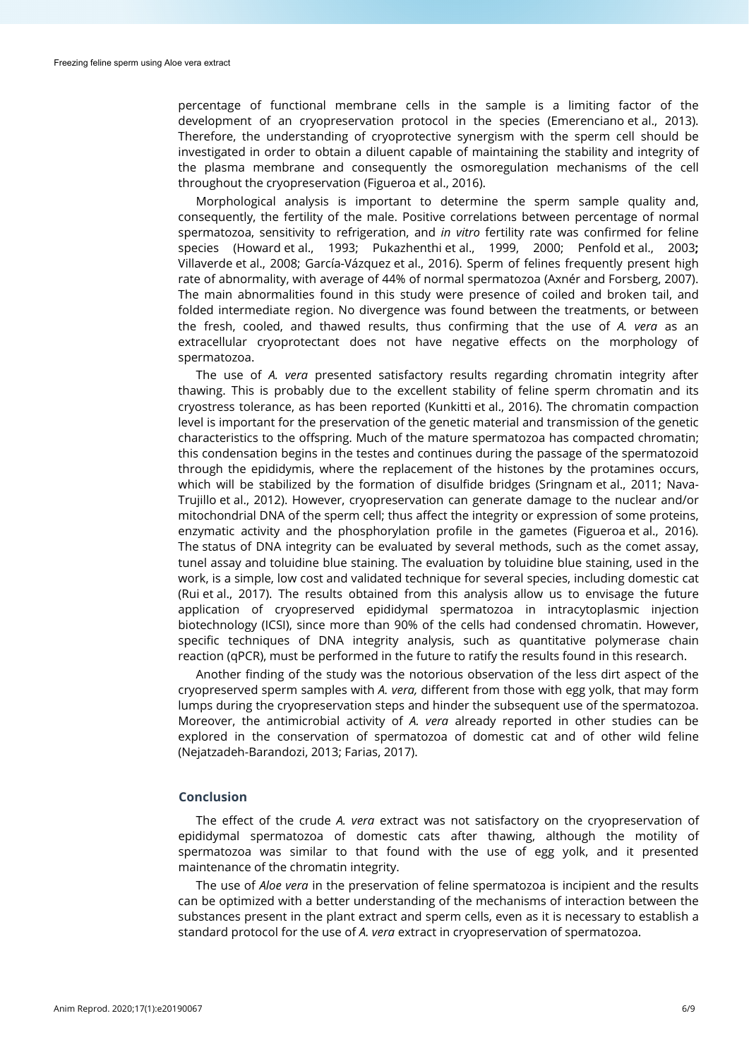percentage of functional membrane cells in the sample is a limiting factor of the development of an cryopreservation protocol in the species (Emerenciano et al., 2013). Therefore, the understanding of cryoprotective synergism with the sperm cell should be investigated in order to obtain a diluent capable of maintaining the stability and integrity of the plasma membrane and consequently the osmoregulation mechanisms of the cell throughout the cryopreservation (Figueroa et al., 2016).

Morphological analysis is important to determine the sperm sample quality and, consequently, the fertility of the male. Positive correlations between percentage of normal spermatozoa, sensitivity to refrigeration, and *in vitro* fertility rate was confirmed for feline species (Howard et al., 1993; Pukazhenthi et al., 1999, 2000; Penfold et al., 2003**;** Villaverde et al., 2008; García-Vázquez et al., 2016). Sperm of felines frequently present high rate of abnormality, with average of 44% of normal spermatozoa (Axnér and Forsberg, 2007). The main abnormalities found in this study were presence of coiled and broken tail, and folded intermediate region. No divergence was found between the treatments, or between the fresh, cooled, and thawed results, thus confirming that the use of *A. vera* as an extracellular cryoprotectant does not have negative effects on the morphology of spermatozoa.

The use of *A. vera* presented satisfactory results regarding chromatin integrity after thawing. This is probably due to the excellent stability of feline sperm chromatin and its cryostress tolerance, as has been reported (Kunkitti et al., 2016). The chromatin compaction level is important for the preservation of the genetic material and transmission of the genetic characteristics to the offspring. Much of the mature spermatozoa has compacted chromatin; this condensation begins in the testes and continues during the passage of the spermatozoid through the epididymis, where the replacement of the histones by the protamines occurs, which will be stabilized by the formation of disulfide bridges (Sringnam et al., 2011; Nava-Trujillo et al., 2012). However, cryopreservation can generate damage to the nuclear and/or mitochondrial DNA of the sperm cell; thus affect the integrity or expression of some proteins, enzymatic activity and the phosphorylation profile in the gametes (Figueroa et al., 2016). The status of DNA integrity can be evaluated by several methods, such as the comet assay, tunel assay and toluidine blue staining. The evaluation by toluidine blue staining, used in the work, is a simple, low cost and validated technique for several species, including domestic cat (Rui et al., 2017). The results obtained from this analysis allow us to envisage the future application of cryopreserved epididymal spermatozoa in intracytoplasmic injection biotechnology (ICSI), since more than 90% of the cells had condensed chromatin. However, specific techniques of DNA integrity analysis, such as quantitative polymerase chain reaction (qPCR), must be performed in the future to ratify the results found in this research.

Another finding of the study was the notorious observation of the less dirt aspect of the cryopreserved sperm samples with *A. vera,* different from those with egg yolk, that may form lumps during the cryopreservation steps and hinder the subsequent use of the spermatozoa. Moreover, the antimicrobial activity of *A. vera* already reported in other studies can be explored in the conservation of spermatozoa of domestic cat and of other wild feline (Nejatzadeh-Barandozi, 2013; Farias, 2017).

## Conclusion

The effect of the crude *A. vera* extract was not satisfactory on the cryopreservation of epididymal spermatozoa of domestic cats after thawing, although the motility of spermatozoa was similar to that found with the use of egg yolk, and it presented maintenance of the chromatin integrity.

The use of *Aloe vera* in the preservation of feline spermatozoa is incipient and the results can be optimized with a better understanding of the mechanisms of interaction between the substances present in the plant extract and sperm cells, even as it is necessary to establish a standard protocol for the use of *A. vera* extract in cryopreservation of spermatozoa.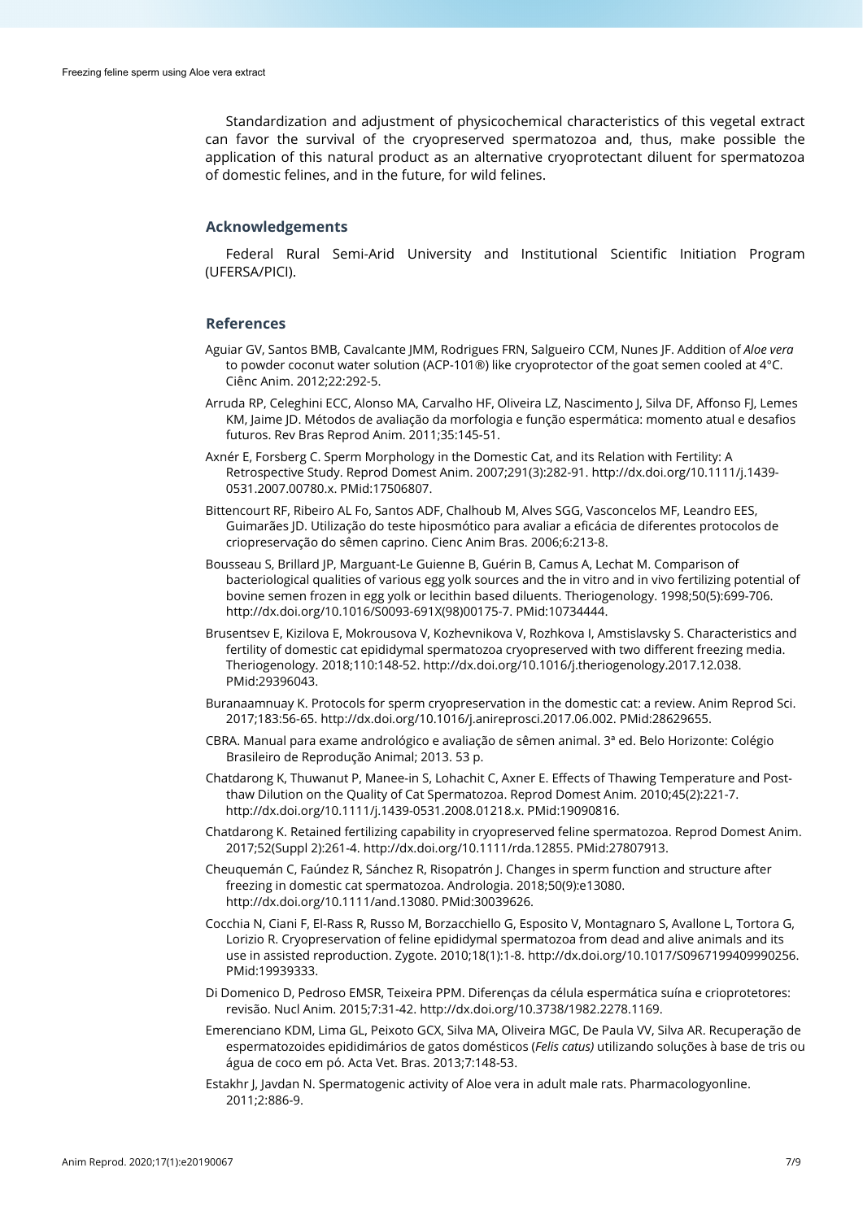Standardization and adjustment of physicochemical characteristics of this vegetal extract can favor the survival of the cryopreserved spermatozoa and, thus, make possible the application of this natural product as an alternative cryoprotectant diluent for spermatozoa of domestic felines, and in the future, for wild felines.

## Acknowledgements

Federal Rural Semi-Arid University and Institutional Scientific Initiation Program (UFERSA/PICI).

## References

Aguiar GV, Santos BMB, Cavalcante JMM, Rodrigues FRN, Salgueiro CCM, Nunes JF. Addition of *Aloe vera* to powder coconut water solution (ACP-101®) like cryoprotector of the goat semen cooled at 4°C. Ciênc Anim. 2012;22:292-5.

Arruda RP, Celeghini ECC, Alonso MA, Carvalho HF, Oliveira LZ, Nascimento J, Silva DF, Affonso FJ, Lemes KM, Jaime JD. Métodos de avaliação da morfologia e função espermática: momento atual e desafios futuros. Rev Bras Reprod Anim. 2011;35:145-51.

Axnér E, Forsberg C. Sperm Morphology in the Domestic Cat, and its Relation with Fertility: A Retrospective Study. Reprod Domest Anim. 2007;291(3):282-91. http://dx.doi.org/10.1111/j.1439-0531.2007.00780.x. PMid:17506807.

Bittencourt RF, Ribeiro AL Fo, Santos ADF, Chalhoub M, Alves SGG, Vasconcelos MF, Leandro EES, Guimarães JD. Utilização do teste hiposmótico para avaliar a eficácia de diferentes protocolos de criopreservação do sêmen caprino. Cienc Anim Bras. 2006;6:213-8.

Bousseau S, Brillard JP, Marguant-Le Guienne B, Guérin B, Camus A, Lechat M. Comparison of bacteriological qualities of various egg yolk sources and the in vitro and in vivo fertilizing potential of bovine semen frozen in egg yolk or lecithin based diluents. Theriogenology. 1998;50(5):699-706. http://dx.doi.org/10.1016/S0093-691X(98)00175-7. PMid:10734444.

Brusentsev E, Kizilova E, Mokrousova V, Kozhevnikova V, Rozhkova I, Amstislavsky S. Characteristics and fertility of domestic cat epididymal spermatozoa cryopreserved with two different freezing media. Theriogenology. 2018;110:148-52. http://dx.doi.org/10.1016/j.theriogenology.2017.12.038. PMid:29396043.

Buranaamnuay K. Protocols for sperm cryopreservation in the domestic cat: a review. Anim Reprod Sci. 2017;183:56-65. http://dx.doi.org/10.1016/j.anireprosci.2017.06.002. PMid:28629655.

CBRA. Manual para exame andrológico e avaliação de sêmen animal. 3ª ed. Belo Horizonte: Colégio Brasileiro de Reprodução Animal; 2013. 53 p.

Chatdarong K, Thuwanut P, Manee-in S, Lohachit C, Axner E. Effects of Thawing Temperature and Post-thaw Dilution on the Quality of Cat Spermatozoa. Reprod Domest Anim. 2010;45(2):221-7. http://dx.doi.org/10.1111/j.1439-0531.2008.01218.x. PMid:19090816.

Chatdarong K. Retained fertilizing capability in cryopreserved feline spermatozoa. Reprod Domest Anim. 2017;52(Suppl 2):261-4. http://dx.doi.org/10.1111/rda.12855. PMid:27807913.

Cheuquemán C, Faúndez R, Sánchez R, Risopatrón J. Changes in sperm function and structure after freezing in domestic cat spermatozoa. Andrologia. 2018;50(9):e13080. http://dx.doi.org/10.1111/and.13080. PMid:30039626.

Cocchia N, Ciani F, El-Rass R, Russo M, Borzacchiello G, Esposito V, Montagnaro S, Avallone L, Tortora G, Lorizio R. Cryopreservation of feline epididymal spermatozoa from dead and alive animals and its use in assisted reproduction. Zygote. 2010;18(1):1-8. http://dx.doi.org/10.1017/S0967199409990256. PMid:19939333.

Di Domenico D, Pedroso EMSR, Teixeira PPM. Diferenças da célula espermática suína e crioprotetores: revisão. Nucl Anim. 2015;7:31-42. http://dx.doi.org/10.3738/1982.2278.1169.

Emerenciano KDM, Lima GL, Peixoto GCX, Silva MA, Oliveira MGC, De Paula VV, Silva AR. Recuperação de espermatozoides epididimários de gatos domésticos (*Felis catus)* utilizando soluções à base de tris ou água de coco em pó. Acta Vet. Bras. 2013;7:148-53.

Estakhr J, Javdan N. Spermatogenic activity of Aloe vera in adult male rats. Pharmacologyonline. 2011;2:886-9.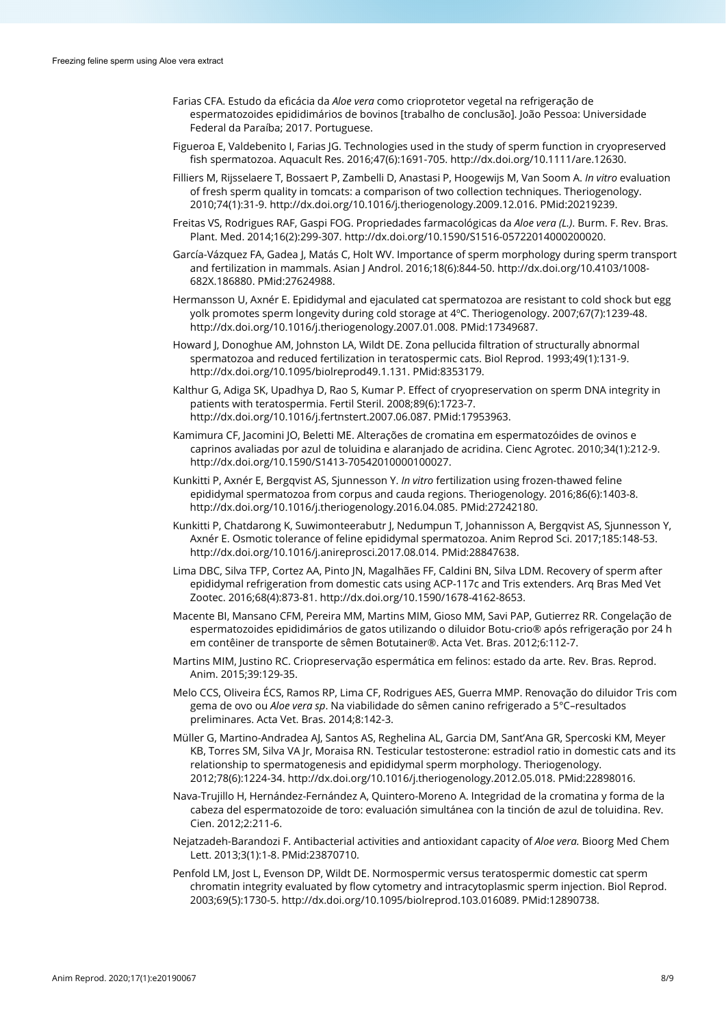Farias CFA. Estudo da eficácia da *Aloe vera* como crioprotetor vegetal na refrigeração de espermatozoides epididimários de bovinos [trabalho de conclusão]. João Pessoa: Universidade Federal da Paraíba; 2017. Portuguese.

Figueroa E, Valdebenito I, Farias JG. Technologies used in the study of sperm function in cryopreserved fish spermatozoa. Aquacult Res. 2016;47(6):1691-705. http://dx.doi.org/10.1111/are.12630.

Filliers M, Rijsselaere T, Bossaert P, Zambelli D, Anastasi P, Hoogewijs M, Van Soom A. *In vitro* evaluation of fresh sperm quality in tomcats: a comparison of two collection techniques. Theriogenology. 2010;74(1):31-9. http://dx.doi.org/10.1016/j.theriogenology.2009.12.016. PMid:20219239.

Freitas VS, Rodrigues RAF, Gaspi FOG. Propriedades farmacológicas da *Aloe vera (L.)*. Burm. F. Rev. Bras. Plant. Med. 2014;16(2):299-307. http://dx.doi.org/10.1590/S1516-05722014000200020.

García-Vázquez FA, Gadea J, Matás C, Holt WV. Importance of sperm morphology during sperm transport and fertilization in mammals. Asian J Androl. 2016;18(6):844-50. http://dx.doi.org/10.4103/1008-682X.186880. PMid:27624988.

Hermansson U, Axnér E. Epididymal and ejaculated cat spermatozoa are resistant to cold shock but egg yolk promotes sperm longevity during cold storage at 4ºC. Theriogenology. 2007;67(7):1239-48. http://dx.doi.org/10.1016/j.theriogenology.2007.01.008. PMid:17349687.

Howard J, Donoghue AM, Johnston LA, Wildt DE. Zona pellucida filtration of structurally abnormal spermatozoa and reduced fertilization in teratospermic cats. Biol Reprod. 1993;49(1):131-9. http://dx.doi.org/10.1095/biolreprod49.1.131. PMid:8353179.

Kalthur G, Adiga SK, Upadhya D, Rao S, Kumar P. Effect of cryopreservation on sperm DNA integrity in patients with teratospermia. Fertil Steril. 2008;89(6):1723-7. http://dx.doi.org/10.1016/j.fertnstert.2007.06.087. PMid:17953963.

Kamimura CF, Jacomini JO, Beletti ME. Alterações de cromatina em espermatozóides de ovinos e caprinos avaliadas por azul de toluidina e alaranjado de acridina. Cienc Agrotec. 2010;34(1):212-9. http://dx.doi.org/10.1590/S1413-70542010000100027.

Kunkitti P, Axnér E, Bergqvist AS, Sjunnesson Y. *In vitro* fertilization using frozen-thawed feline epididymal spermatozoa from corpus and cauda regions. Theriogenology. 2016;86(6):1403-8. http://dx.doi.org/10.1016/j.theriogenology.2016.04.085. PMid:27242180.

Kunkitti P, Chatdarong K, Suwimonteerabutr J, Nedumpun T, Johannisson A, Bergqvist AS, Sjunnesson Y, Axnér E. Osmotic tolerance of feline epididymal spermatozoa. Anim Reprod Sci. 2017;185:148-53. http://dx.doi.org/10.1016/j.anireprosci.2017.08.014. PMid:28847638.

Lima DBC, Silva TFP, Cortez AA, Pinto JN, Magalhães FF, Caldini BN, Silva LDM. Recovery of sperm after epididymal refrigeration from domestic cats using ACP-117c and Tris extenders. Arq Bras Med Vet Zootec. 2016;68(4):873-81. http://dx.doi.org/10.1590/1678-4162-8653.

Macente BI, Mansano CFM, Pereira MM, Martins MIM, Gioso MM, Savi PAP, Gutierrez RR. Congelação de espermatozoides epididimários de gatos utilizando o diluidor Botu-crio® após refrigeração por 24 h em contêiner de transporte de sêmen Botutainer®. Acta Vet. Bras. 2012;6:112-7.

Martins MIM, Justino RC. Criopreservação espermática em felinos: estado da arte. Rev. Bras. Reprod. Anim. 2015;39:129-35.

Melo CCS, Oliveira ÉCS, Ramos RP, Lima CF, Rodrigues AES, Guerra MMP. Renovação do diluidor Tris com gema de ovo ou *Aloe vera sp*. Na viabilidade do sêmen canino refrigerado a 5°C–resultados preliminares. Acta Vet. Bras. 2014;8:142-3.

Müller G, Martino-Andradea AJ, Santos AS, Reghelina AL, Garcia DM, Sant'Ana GR, Spercoski KM, Meyer KB, Torres SM, Silva VA Jr, Moraisa RN. Testicular testosterone: estradiol ratio in domestic cats and its relationship to spermatogenesis and epididymal sperm morphology. Theriogenology. 2012;78(6):1224-34. http://dx.doi.org/10.1016/j.theriogenology.2012.05.018. PMid:22898016.

Nava-Trujillo H, Hernández-Fernández A, Quintero-Moreno A. Integridad de la cromatina y forma de la cabeza del espermatozoide de toro: evaluación simultánea con la tinción de azul de toluidina. Rev. Cien. 2012;2:211-6.

Nejatzadeh-Barandozi F. Antibacterial activities and antioxidant capacity of *Aloe vera.* Bioorg Med Chem Lett. 2013;3(1):1-8. PMid:23870710.

Penfold LM, Jost L, Evenson DP, Wildt DE. Normospermic versus teratospermic domestic cat sperm chromatin integrity evaluated by flow cytometry and intracytoplasmic sperm injection. Biol Reprod. 2003;69(5):1730-5. http://dx.doi.org/10.1095/biolreprod.103.016089. PMid:12890738.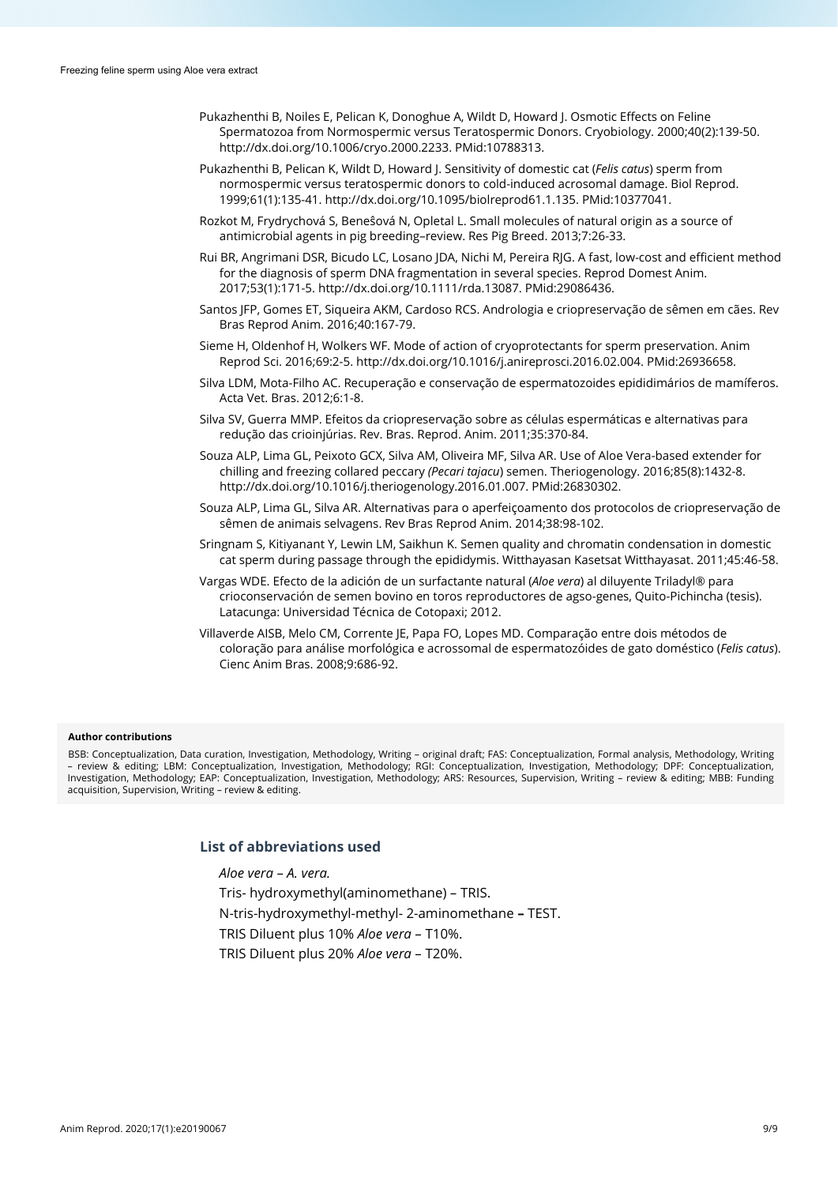Pukazhenthi B, Noiles E, Pelican K, Donoghue A, Wildt D, Howard J. Osmotic Effects on Feline Spermatozoa from Normospermic versus Teratospermic Donors. Cryobiology. 2000;40(2):139-50. http://dx.doi.org/10.1006/cryo.2000.2233. PMid:10788313.

Pukazhenthi B, Pelican K, Wildt D, Howard J. Sensitivity of domestic cat (*Felis catus*) sperm from normospermic versus teratospermic donors to cold-induced acrosomal damage. Biol Reprod. 1999;61(1):135-41. http://dx.doi.org/10.1095/biolreprod61.1.135. PMid:10377041.

Rozkot M, Frydrychová S, Beneŝová N, Opletal L. Small molecules of natural origin as a source of antimicrobial agents in pig breeding–review. Res Pig Breed. 2013;7:26-33.

Rui BR, Angrimani DSR, Bicudo LC, Losano JDA, Nichi M, Pereira RJG. A fast, low-cost and efficient method for the diagnosis of sperm DNA fragmentation in several species. Reprod Domest Anim. 2017;53(1):171-5. http://dx.doi.org/10.1111/rda.13087. PMid:29086436.

Santos JFP, Gomes ET, Siqueira AKM, Cardoso RCS. Andrologia e criopreservação de sêmen em cães. Rev Bras Reprod Anim. 2016;40:167-79.

Sieme H, Oldenhof H, Wolkers WF. Mode of action of cryoprotectants for sperm preservation. Anim Reprod Sci. 2016;69:2-5. http://dx.doi.org/10.1016/j.anireprosci.2016.02.004. PMid:26936658.

Silva LDM, Mota-Filho AC. Recuperação e conservação de espermatozoides epididimários de mamíferos. Acta Vet. Bras. 2012;6:1-8.

Silva SV, Guerra MMP. Efeitos da criopreservação sobre as células espermáticas e alternativas para redução das crioinjúrias. Rev. Bras. Reprod. Anim. 2011;35:370-84.

Souza ALP, Lima GL, Peixoto GCX, Silva AM, Oliveira MF, Silva AR. Use of Aloe Vera-based extender for chilling and freezing collared peccary *(Pecari tajacu*) semen. Theriogenology. 2016;85(8):1432-8. http://dx.doi.org/10.1016/j.theriogenology.2016.01.007. PMid:26830302.

Souza ALP, Lima GL, Silva AR. Alternativas para o aperfeiçoamento dos protocolos de criopreservação de sêmen de animais selvagens. Rev Bras Reprod Anim. 2014;38:98-102.

Sringnam S, Kitiyanant Y, Lewin LM, Saikhun K. Semen quality and chromatin condensation in domestic cat sperm during passage through the epididymis. Witthayasan Kasetsat Witthayasat. 2011;45:46-58.

Vargas WDE. Efecto de la adición de un surfactante natural (*Aloe vera*) al diluyente Triladyl® para crioconservación de semen bovino en toros reproductores de agso-genes, Quito-Pichincha (tesis). Latacunga: Universidad Técnica de Cotopaxi; 2012.

Villaverde AISB, Melo CM, Corrente JE, Papa FO, Lopes MD. Comparação entre dois métodos de coloração para análise morfológica e acrossomal de espermatozóides de gato doméstico (*Felis catus*). Cienc Anim Bras. 2008;9:686-92.

**Author contributions**

BSB: Conceptualization, Data curation, Investigation, Methodology, Writing – original draft; FAS: Conceptualization, Formal analysis, Methodology, Writing – review & editing; LBM: Conceptualization, Investigation, Methodology; RGI: Conceptualization, Investigation, Methodology; DPF: Conceptualization, Investigation, Methodology; EAP: Conceptualization, Investigation, Methodology; ARS: Resources, Supervision, Writing – review & editing; MBB: Funding acquisition, Supervision, Writing – review & editing.

## List of abbreviations used

*Aloe vera – A. vera.*

Tris- hydroxymethyl(aminomethane) – TRIS.

N-tris-hydroxymethyl-methyl- 2-aminomethane **–** TEST.

TRIS Diluent plus 10% *Aloe vera* – T10%.

TRIS Diluent plus 20% *Aloe vera* – T20%.